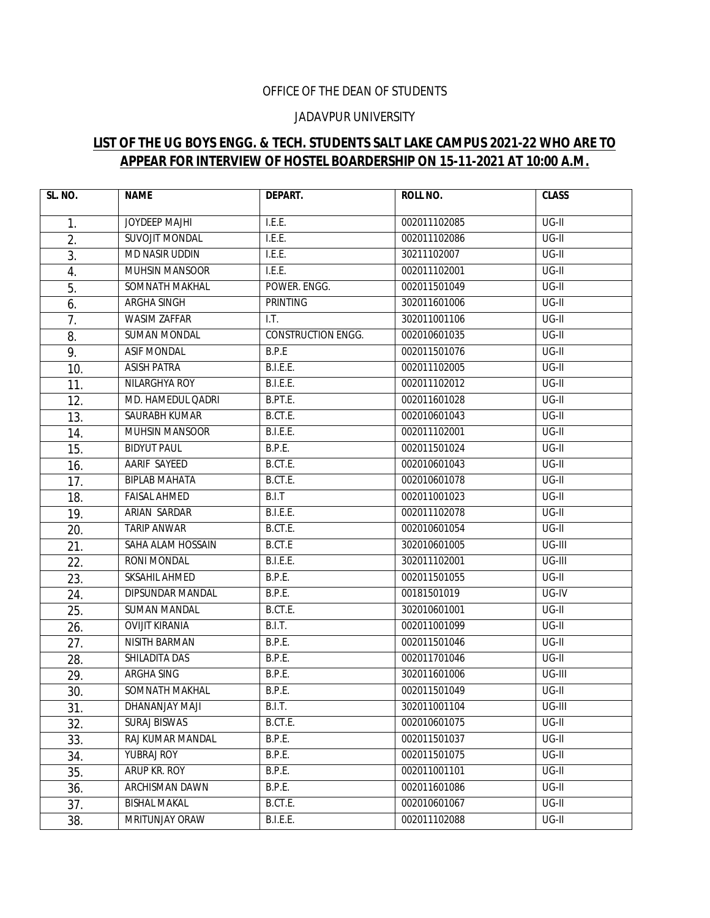OFFICE OF THE DEAN OF STUDENTS

JADAVPUR UNIVERSITY

## LIST OF THE UG BOYS ENGG. & TECH. STUDENTS SALT LAKE CAMPUS 2021-22 WHO ARE TO APPEAR FOR INTERVIEW OF HOSTEL BOARDERSHIP ON 15-11-2021 AT 10:00 A.M.

| SL. NO. | NAME | DEPART. | ROLL NO. | CLASS |
|---|---|---|---|---|
| 1. | JOYDEEP MAJHI | I.E.E. | 002011102085 | UG-II |
| 2. | SUVOJIT MONDAL | I.E.E. | 002011102086 | UG-II |
| 3. | MD NASIR UDDIN | I.E.E. | 30211102007 | UG-II |
| 4. | MUHSIN MANSOOR | I.E.E. | 002011102001 | UG-II |
| 5. | SOMNATH MAKHAL | POWER. ENGG. | 002011501049 | UG-II |
| 6. | ARGHA SINGH | PRINTING | 302011601006 | UG-II |
| 7. | WASIM ZAFFAR | I.T. | 302011001106 | UG-II |
| 8. | SUMAN MONDAL | CONSTRUCTION ENGG. | 002010601035 | UG-II |
| 9. | ASIF MONDAL | B.P.E | 002011501076 | UG-II |
| 10. | ASISH PATRA | B.I.E.E. | 002011102005 | UG-II |
| 11. | NILARGHYA ROY | B.I.E.E. | 002011102012 | UG-II |
| 12. | MD. HAMEDUL QADRI | B.PT.E. | 002011601028 | UG-II |
| 13. | SAURABH KUMAR | B.CT.E. | 002010601043 | UG-II |
| 14. | MUHSIN MANSOOR | B.I.E.E. | 002011102001 | UG-II |
| 15. | BIDYUT PAUL | B.P.E. | 002011501024 | UG-II |
| 16. | AARIF SAYEED | B.CT.E. | 002010601043 | UG-II |
| 17. | BIPLAB MAHATA | B.CT.E. | 002010601078 | UG-II |
| 18. | FAISAL AHMED | B.I.T | 002011001023 | UG-II |
| 19. | ARIAN SARDAR | B.I.E.E. | 002011102078 | UG-II |
| 20. | TARIP ANWAR | B.CT.E. | 002010601054 | UG-II |
| 21. | SAHA ALAM HOSSAIN | B.CT.E | 302010601005 | UG-III |
| 22. | RONI MONDAL | B.I.E.E. | 302011102001 | UG-III |
| 23. | SKSAHIL AHMED | B.P.E. | 002011501055 | UG-II |
| 24. | DIPSUNDAR MANDAL | B.P.E. | 00181501019 | UG-IV |
| 25. | SUMAN MANDAL | B.CT.E. | 302010601001 | UG-II |
| 26. | OVIJIT KIRANIA | B.I.T. | 002011001099 | UG-II |
| 27. | NISITH BARMAN | B.P.E. | 002011501046 | UG-II |
| 28. | SHILADITA DAS | B.P.E. | 002011701046 | UG-II |
| 29. | ARGHA SING | B.P.E. | 302011601006 | UG-III |
| 30. | SOMNATH MAKHAL | B.P.E. | 002011501049 | UG-II |
| 31. | DHANANJAY MAJI | B.I.T. | 302011001104 | UG-III |
| 32. | SURAJ BISWAS | B.CT.E. | 002010601075 | UG-II |
| 33. | RAJ KUMAR MANDAL | B.P.E. | 002011501037 | UG-II |
| 34. | YUBRAJ ROY | B.P.E. | 002011501075 | UG-II |
| 35. | ARUP KR. ROY | B.P.E. | 002011001101 | UG-II |
| 36. | ARCHISMAN DAWN | B.P.E. | 002011601086 | UG-II |
| 37. | BISHAL MAKAL | B.CT.E. | 002010601067 | UG-II |
| 38. | MRITUNJAY ORAW | B.I.E.E. | 002011102088 | UG-II |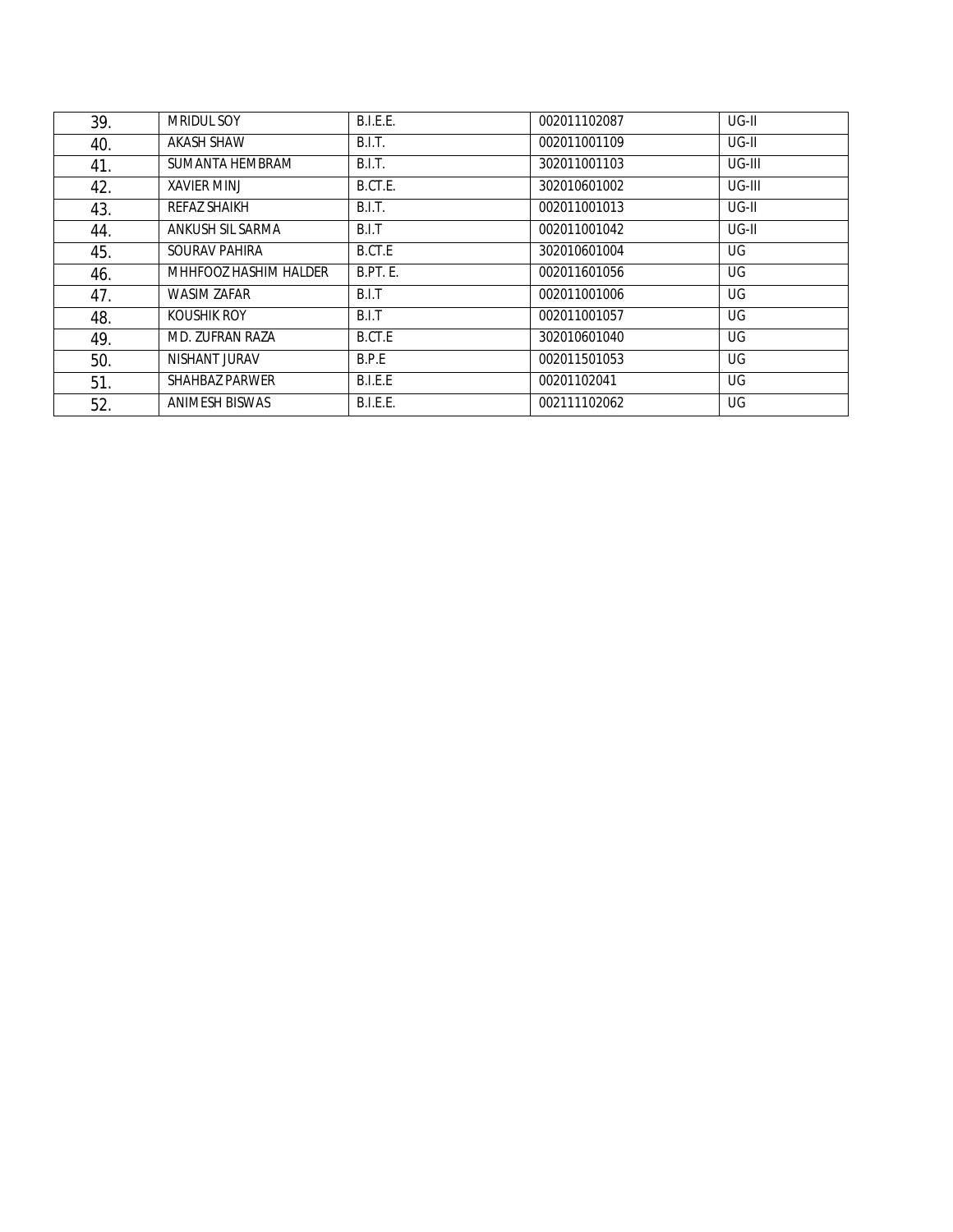| | | | | |
|---|---|---|---|---|
| 39. | MRIDUL SOY | B.I.E.E. | 002011102087 | UG-II |
| 40. | AKASH SHAW | B.I.T. | 002011001109 | UG-II |
| 41. | SUMANTA HEMBRAM | B.I.T. | 302011001103 | UG-III |
| 42. | XAVIER MINJ | B.CT.E. | 302010601002 | UG-III |
| 43. | REFAZ SHAIKH | B.I.T. | 002011001013 | UG-II |
| 44. | ANKUSH SIL SARMA | B.I.T | 002011001042 | UG-II |
| 45. | SOURAV PAHIRA | B.CT.E | 302010601004 | UG |
| 46. | MHHFOOZ HASHIM HALDER | B.PT. E. | 002011601056 | UG |
| 47. | WASIM ZAFAR | B.I.T | 002011001006 | UG |
| 48. | KOUSHIK ROY | B.I.T | 002011001057 | UG |
| 49. | MD. ZUFRAN RAZA | B.CT.E | 302010601040 | UG |
| 50. | NISHANT JURAV | B.P.E | 002011501053 | UG |
| 51. | SHAHBAZ PARWER | B.I.E.E | 00201102041 | UG |
| 52. | ANIMESH BISWAS | B.I.E.E. | 002111102062 | UG |